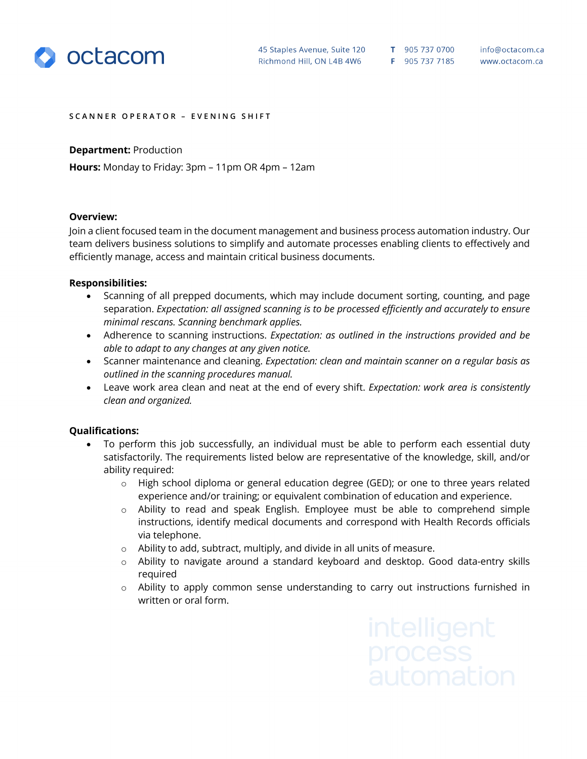octacom

45 Staples Avenue, Suite 120
Richmond Hill, ON L4B 4W6

T 905 737 0700
F 905 737 7185

info@octacom.ca
www.octacom.ca

# SCANNER OPERATOR – EVENING SHIFT

**Department:** Production

**Hours:** Monday to Friday: 3pm – 11pm OR 4pm – 12am

**Overview:**
Join a client focused team in the document management and business process automation industry. Our team delivers business solutions to simplify and automate processes enabling clients to effectively and efficiently manage, access and maintain critical business documents.

**Responsibilities:**

- Scanning of all prepped documents, which may include document sorting, counting, and page separation. *Expectation: all assigned scanning is to be processed efficiently and accurately to ensure minimal rescans. Scanning benchmark applies.*
- Adherence to scanning instructions. *Expectation: as outlined in the instructions provided and be able to adapt to any changes at any given notice.*
- Scanner maintenance and cleaning. *Expectation: clean and maintain scanner on a regular basis as outlined in the scanning procedures manual.*
- Leave work area clean and neat at the end of every shift. *Expectation: work area is consistently clean and organized.*

**Qualifications:**

- To perform this job successfully, an individual must be able to perform each essential duty satisfactorily. The requirements listed below are representative of the knowledge, skill, and/or ability required:
  - High school diploma or general education degree (GED); or one to three years related experience and/or training; or equivalent combination of education and experience.
  - Ability to read and speak English. Employee must be able to comprehend simple instructions, identify medical documents and correspond with Health Records officials via telephone.
  - Ability to add, subtract, multiply, and divide in all units of measure.
  - Ability to navigate around a standard keyboard and desktop. Good data-entry skills required
  - Ability to apply common sense understanding to carry out instructions furnished in written or oral form.

intelligent process automation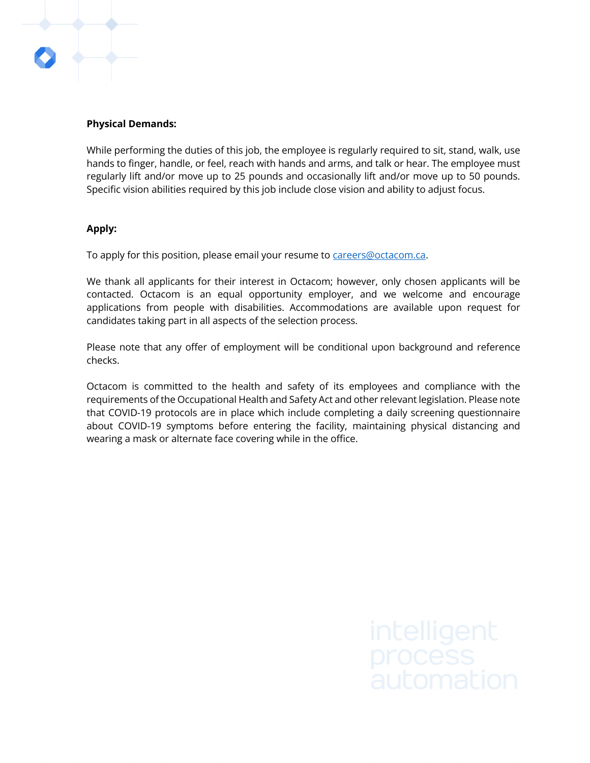**Physical Demands:**

While performing the duties of this job, the employee is regularly required to sit, stand, walk, use hands to finger, handle, or feel, reach with hands and arms, and talk or hear. The employee must regularly lift and/or move up to 25 pounds and occasionally lift and/or move up to 50 pounds. Specific vision abilities required by this job include close vision and ability to adjust focus.

**Apply:**

To apply for this position, please email your resume to careers@octacom.ca.

We thank all applicants for their interest in Octacom; however, only chosen applicants will be contacted. Octacom is an equal opportunity employer, and we welcome and encourage applications from people with disabilities. Accommodations are available upon request for candidates taking part in all aspects of the selection process.

Please note that any offer of employment will be conditional upon background and reference checks.

Octacom is committed to the health and safety of its employees and compliance with the requirements of the Occupational Health and Safety Act and other relevant legislation. Please note that COVID-19 protocols are in place which include completing a daily screening questionnaire about COVID-19 symptoms before entering the facility, maintaining physical distancing and wearing a mask or alternate face covering while in the office.

intelligent process automation